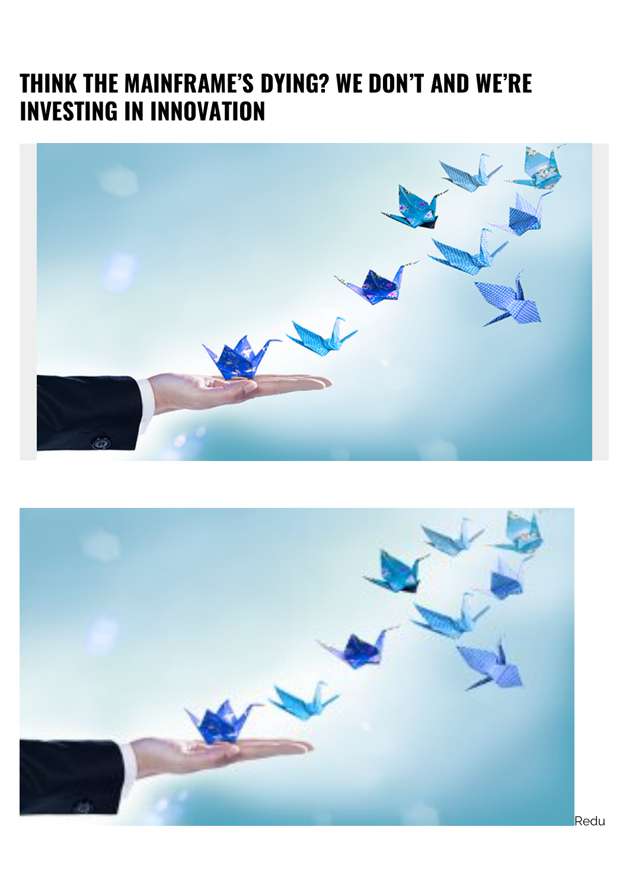# THINK THE MAINFRAME'S DYING? WE DON'T AND WE'RE INVESTING IN INNOVATION

Redu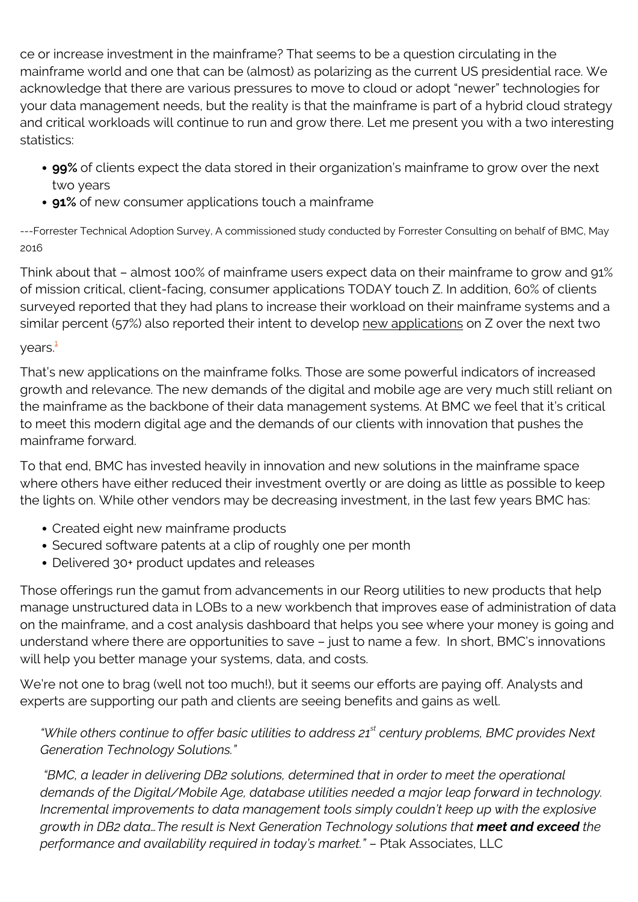ce or increase investment in the mainframe? That seems to be a question circulating in the mainframe world and one that can be (almost) as polarizing as the current US presidential race. We acknowledge that there are various pressures to move to cloud or adopt "newer" technologies for your data management needs, but the reality is that the mainframe is part of a hybrid cloud strategy and critical workloads will continue to run and grow there. Let me present you with a two interesting statistics:

- **99%** of clients expect the data stored in their organization's mainframe to grow over the next two years
- **91%** of new consumer applications touch a mainframe

---Forrester Technical Adoption Survey, A commissioned study conducted by Forrester Consulting on behalf of BMC, May 2016

Think about that – almost 100% of mainframe users expect data on their mainframe to grow and 91% of mission critical, client-facing, consumer applications TODAY touch Z. In addition, 60% of clients surveyed reported that they had plans to increase their workload on their mainframe systems and a similar percent (57%) also reported their intent to develop new applications on Z over the next two years.[1]

That's new applications on the mainframe folks. Those are some powerful indicators of increased growth and relevance. The new demands of the digital and mobile age are very much still reliant on the mainframe as the backbone of their data management systems. At BMC we feel that it's critical to meet this modern digital age and the demands of our clients with innovation that pushes the mainframe forward.

To that end, BMC has invested heavily in innovation and new solutions in the mainframe space where others have either reduced their investment overtly or are doing as little as possible to keep the lights on. While other vendors may be decreasing investment, in the last few years BMC has:

- Created eight new mainframe products
- Secured software patents at a clip of roughly one per month
- Delivered 30+ product updates and releases

Those offerings run the gamut from advancements in our Reorg utilities to new products that help manage unstructured data in LOBs to a new workbench that improves ease of administration of data on the mainframe, and a cost analysis dashboard that helps you see where your money is going and understand where there are opportunities to save – just to name a few. In short, BMC's innovations will help you better manage your systems, data, and costs.

We're not one to brag (well not too much!), but it seems our efforts are paying off. Analysts and experts are supporting our path and clients are seeing benefits and gains as well.

> *"While others continue to offer basic utilities to address 21st century problems, BMC provides Next Generation Technology Solutions."*
>
> *"BMC, a leader in delivering DB2 solutions, determined that in order to meet the operational demands of the Digital/Mobile Age, database utilities needed a major leap forward in technology. Incremental improvements to data management tools simply couldn't keep up with the explosive growth in DB2 data…The result is Next Generation Technology solutions that **meet and exceed** the performance and availability required in today's market."* – Ptak Associates, LLC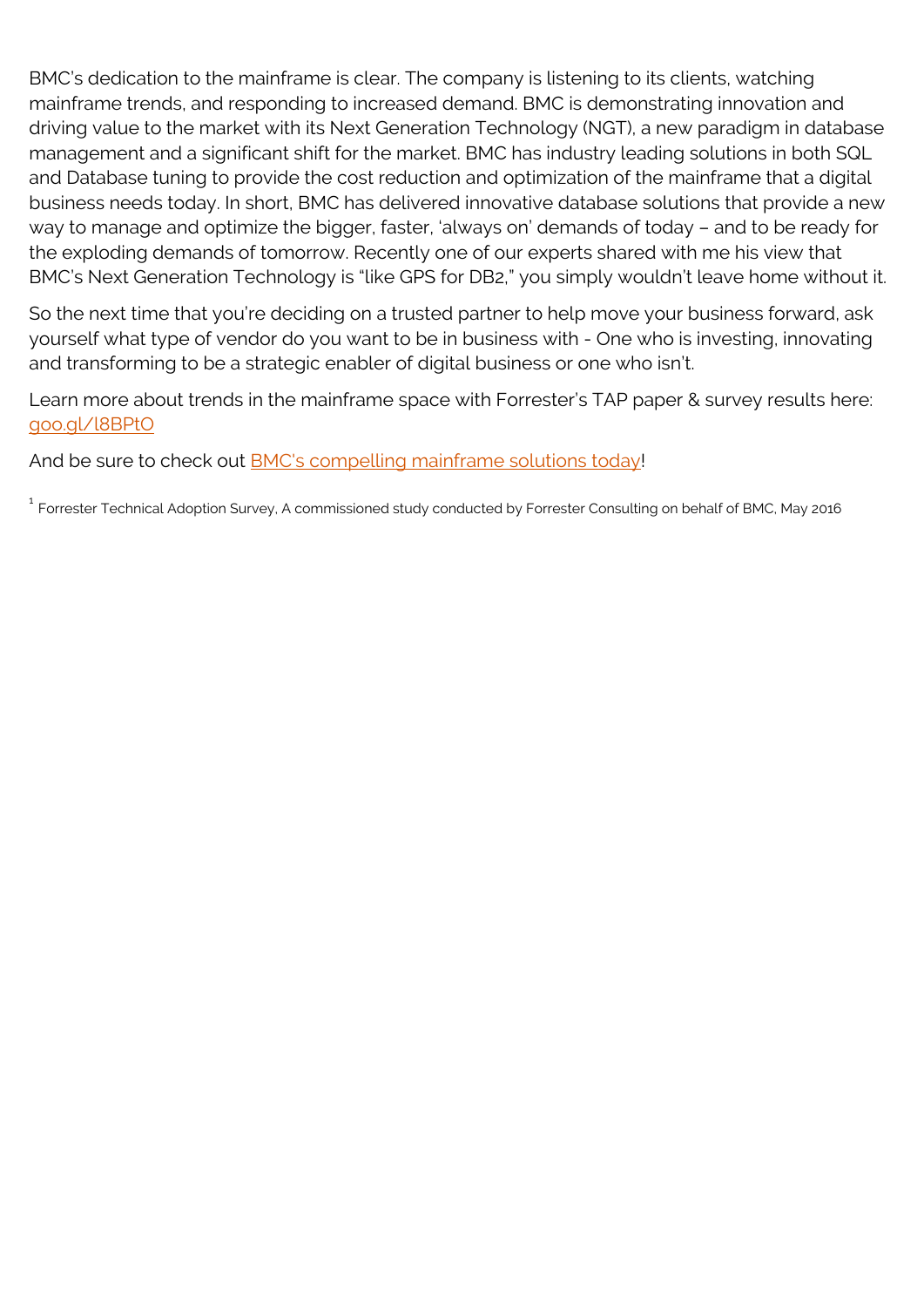BMC's dedication to the mainframe is clear. The company is listening to its clients, watching mainframe trends, and responding to increased demand. BMC is demonstrating innovation and driving value to the market with its Next Generation Technology (NGT), a new paradigm in database management and a significant shift for the market. BMC has industry leading solutions in both SQL and Database tuning to provide the cost reduction and optimization of the mainframe that a digital business needs today. In short, BMC has delivered innovative database solutions that provide a new way to manage and optimize the bigger, faster, 'always on' demands of today – and to be ready for the exploding demands of tomorrow. Recently one of our experts shared with me his view that BMC's Next Generation Technology is "like GPS for DB2," you simply wouldn't leave home without it.

So the next time that you're deciding on a trusted partner to help move your business forward, ask yourself what type of vendor do you want to be in business with - One who is investing, innovating and transforming to be a strategic enabler of digital business or one who isn't.

Learn more about trends in the mainframe space with Forrester's TAP paper & survey results here: goo.gl/l8BPtO

And be sure to check out BMC's compelling mainframe solutions today!

[1] Forrester Technical Adoption Survey, A commissioned study conducted by Forrester Consulting on behalf of BMC, May 2016